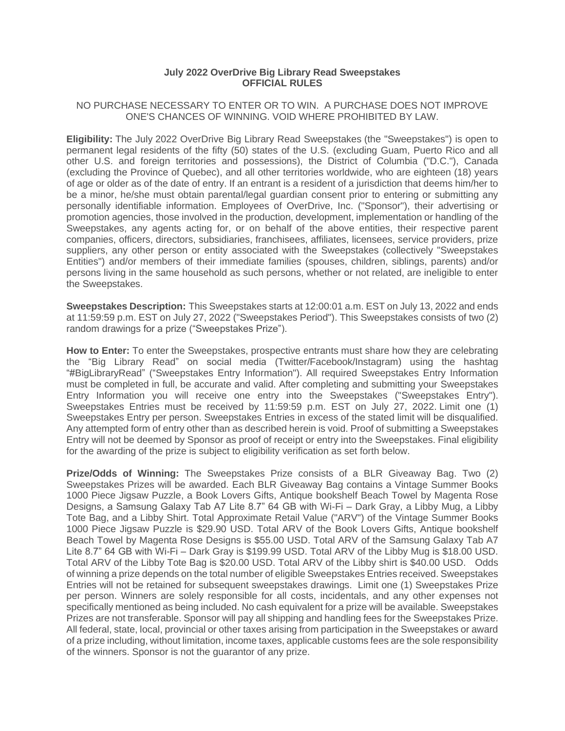**July 2022 OverDrive Big Library Read Sweepstakes**
**OFFICIAL RULES**

NO PURCHASE NECESSARY TO ENTER OR TO WIN. A PURCHASE DOES NOT IMPROVE ONE'S CHANCES OF WINNING. VOID WHERE PROHIBITED BY LAW.

**Eligibility:** The July 2022 OverDrive Big Library Read Sweepstakes (the "Sweepstakes") is open to permanent legal residents of the fifty (50) states of the U.S. (excluding Guam, Puerto Rico and all other U.S. and foreign territories and possessions), the District of Columbia ("D.C."), Canada (excluding the Province of Quebec), and all other territories worldwide, who are eighteen (18) years of age or older as of the date of entry. If an entrant is a resident of a jurisdiction that deems him/her to be a minor, he/she must obtain parental/legal guardian consent prior to entering or submitting any personally identifiable information. Employees of OverDrive, Inc. ("Sponsor"), their advertising or promotion agencies, those involved in the production, development, implementation or handling of the Sweepstakes, any agents acting for, or on behalf of the above entities, their respective parent companies, officers, directors, subsidiaries, franchisees, affiliates, licensees, service providers, prize suppliers, any other person or entity associated with the Sweepstakes (collectively "Sweepstakes Entities") and/or members of their immediate families (spouses, children, siblings, parents) and/or persons living in the same household as such persons, whether or not related, are ineligible to enter the Sweepstakes.

**Sweepstakes Description:** This Sweepstakes starts at 12:00:01 a.m. EST on July 13, 2022 and ends at 11:59:59 p.m. EST on July 27, 2022 ("Sweepstakes Period"). This Sweepstakes consists of two (2) random drawings for a prize ("Sweepstakes Prize").

**How to Enter:** To enter the Sweepstakes, prospective entrants must share how they are celebrating the "Big Library Read" on social media (Twitter/Facebook/Instagram) using the hashtag "#BigLibraryRead" ("Sweepstakes Entry Information"). All required Sweepstakes Entry Information must be completed in full, be accurate and valid. After completing and submitting your Sweepstakes Entry Information you will receive one entry into the Sweepstakes ("Sweepstakes Entry"). Sweepstakes Entries must be received by 11:59:59 p.m. EST on July 27, 2022. Limit one (1) Sweepstakes Entry per person. Sweepstakes Entries in excess of the stated limit will be disqualified. Any attempted form of entry other than as described herein is void. Proof of submitting a Sweepstakes Entry will not be deemed by Sponsor as proof of receipt or entry into the Sweepstakes. Final eligibility for the awarding of the prize is subject to eligibility verification as set forth below.

**Prize/Odds of Winning:** The Sweepstakes Prize consists of a BLR Giveaway Bag. Two (2) Sweepstakes Prizes will be awarded. Each BLR Giveaway Bag contains a Vintage Summer Books 1000 Piece Jigsaw Puzzle, a Book Lovers Gifts, Antique bookshelf Beach Towel by Magenta Rose Designs, a Samsung Galaxy Tab A7 Lite 8.7" 64 GB with Wi-Fi – Dark Gray, a Libby Mug, a Libby Tote Bag, and a Libby Shirt. Total Approximate Retail Value ("ARV") of the Vintage Summer Books 1000 Piece Jigsaw Puzzle is $29.90 USD. Total ARV of the Book Lovers Gifts, Antique bookshelf Beach Towel by Magenta Rose Designs is $55.00 USD. Total ARV of the Samsung Galaxy Tab A7 Lite 8.7" 64 GB with Wi-Fi – Dark Gray is $199.99 USD. Total ARV of the Libby Mug is $18.00 USD. Total ARV of the Libby Tote Bag is $20.00 USD. Total ARV of the Libby shirt is $40.00 USD. Odds of winning a prize depends on the total number of eligible Sweepstakes Entries received. Sweepstakes Entries will not be retained for subsequent sweepstakes drawings. Limit one (1) Sweepstakes Prize per person. Winners are solely responsible for all costs, incidentals, and any other expenses not specifically mentioned as being included. No cash equivalent for a prize will be available. Sweepstakes Prizes are not transferable. Sponsor will pay all shipping and handling fees for the Sweepstakes Prize. All federal, state, local, provincial or other taxes arising from participation in the Sweepstakes or award of a prize including, without limitation, income taxes, applicable customs fees are the sole responsibility of the winners. Sponsor is not the guarantor of any prize.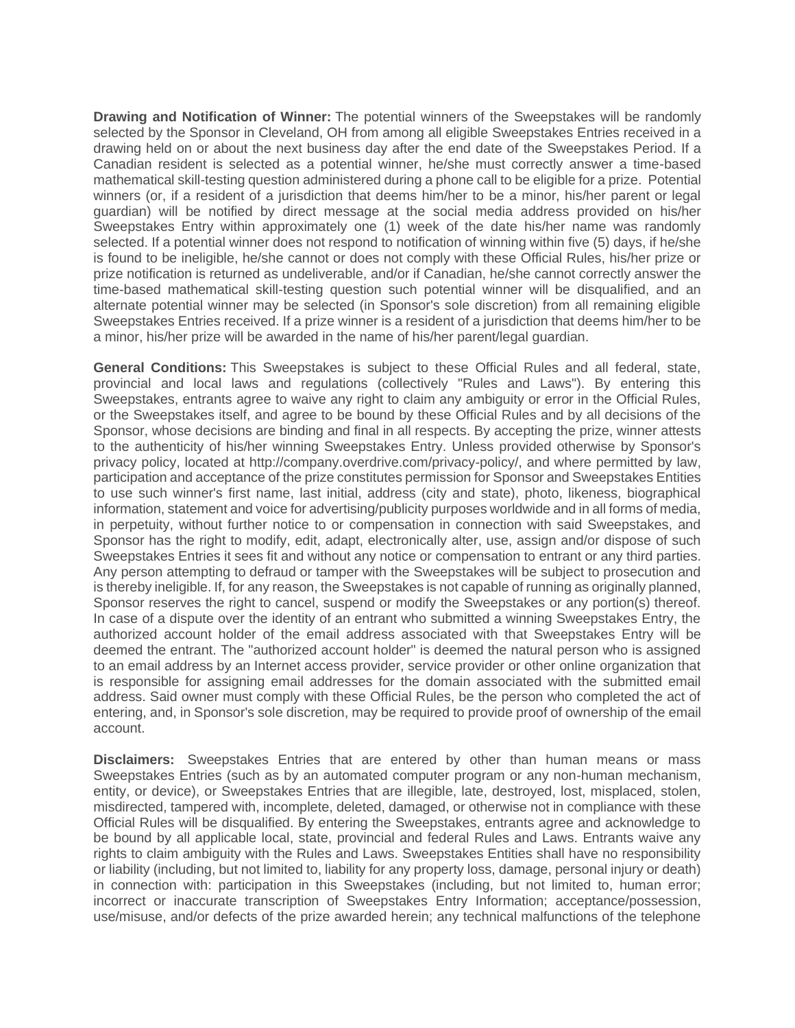**Drawing and Notification of Winner:** The potential winners of the Sweepstakes will be randomly selected by the Sponsor in Cleveland, OH from among all eligible Sweepstakes Entries received in a drawing held on or about the next business day after the end date of the Sweepstakes Period. If a Canadian resident is selected as a potential winner, he/she must correctly answer a time-based mathematical skill-testing question administered during a phone call to be eligible for a prize. Potential winners (or, if a resident of a jurisdiction that deems him/her to be a minor, his/her parent or legal guardian) will be notified by direct message at the social media address provided on his/her Sweepstakes Entry within approximately one (1) week of the date his/her name was randomly selected. If a potential winner does not respond to notification of winning within five (5) days, if he/she is found to be ineligible, he/she cannot or does not comply with these Official Rules, his/her prize or prize notification is returned as undeliverable, and/or if Canadian, he/she cannot correctly answer the time-based mathematical skill-testing question such potential winner will be disqualified, and an alternate potential winner may be selected (in Sponsor's sole discretion) from all remaining eligible Sweepstakes Entries received. If a prize winner is a resident of a jurisdiction that deems him/her to be a minor, his/her prize will be awarded in the name of his/her parent/legal guardian.

**General Conditions:** This Sweepstakes is subject to these Official Rules and all federal, state, provincial and local laws and regulations (collectively "Rules and Laws"). By entering this Sweepstakes, entrants agree to waive any right to claim any ambiguity or error in the Official Rules, or the Sweepstakes itself, and agree to be bound by these Official Rules and by all decisions of the Sponsor, whose decisions are binding and final in all respects. By accepting the prize, winner attests to the authenticity of his/her winning Sweepstakes Entry. Unless provided otherwise by Sponsor's privacy policy, located at http://company.overdrive.com/privacy-policy/, and where permitted by law, participation and acceptance of the prize constitutes permission for Sponsor and Sweepstakes Entities to use such winner's first name, last initial, address (city and state), photo, likeness, biographical information, statement and voice for advertising/publicity purposes worldwide and in all forms of media, in perpetuity, without further notice to or compensation in connection with said Sweepstakes, and Sponsor has the right to modify, edit, adapt, electronically alter, use, assign and/or dispose of such Sweepstakes Entries it sees fit and without any notice or compensation to entrant or any third parties. Any person attempting to defraud or tamper with the Sweepstakes will be subject to prosecution and is thereby ineligible. If, for any reason, the Sweepstakes is not capable of running as originally planned, Sponsor reserves the right to cancel, suspend or modify the Sweepstakes or any portion(s) thereof. In case of a dispute over the identity of an entrant who submitted a winning Sweepstakes Entry, the authorized account holder of the email address associated with that Sweepstakes Entry will be deemed the entrant. The "authorized account holder" is deemed the natural person who is assigned to an email address by an Internet access provider, service provider or other online organization that is responsible for assigning email addresses for the domain associated with the submitted email address. Said owner must comply with these Official Rules, be the person who completed the act of entering, and, in Sponsor's sole discretion, may be required to provide proof of ownership of the email account.

**Disclaimers:** Sweepstakes Entries that are entered by other than human means or mass Sweepstakes Entries (such as by an automated computer program or any non-human mechanism, entity, or device), or Sweepstakes Entries that are illegible, late, destroyed, lost, misplaced, stolen, misdirected, tampered with, incomplete, deleted, damaged, or otherwise not in compliance with these Official Rules will be disqualified. By entering the Sweepstakes, entrants agree and acknowledge to be bound by all applicable local, state, provincial and federal Rules and Laws. Entrants waive any rights to claim ambiguity with the Rules and Laws. Sweepstakes Entities shall have no responsibility or liability (including, but not limited to, liability for any property loss, damage, personal injury or death) in connection with: participation in this Sweepstakes (including, but not limited to, human error; incorrect or inaccurate transcription of Sweepstakes Entry Information; acceptance/possession, use/misuse, and/or defects of the prize awarded herein; any technical malfunctions of the telephone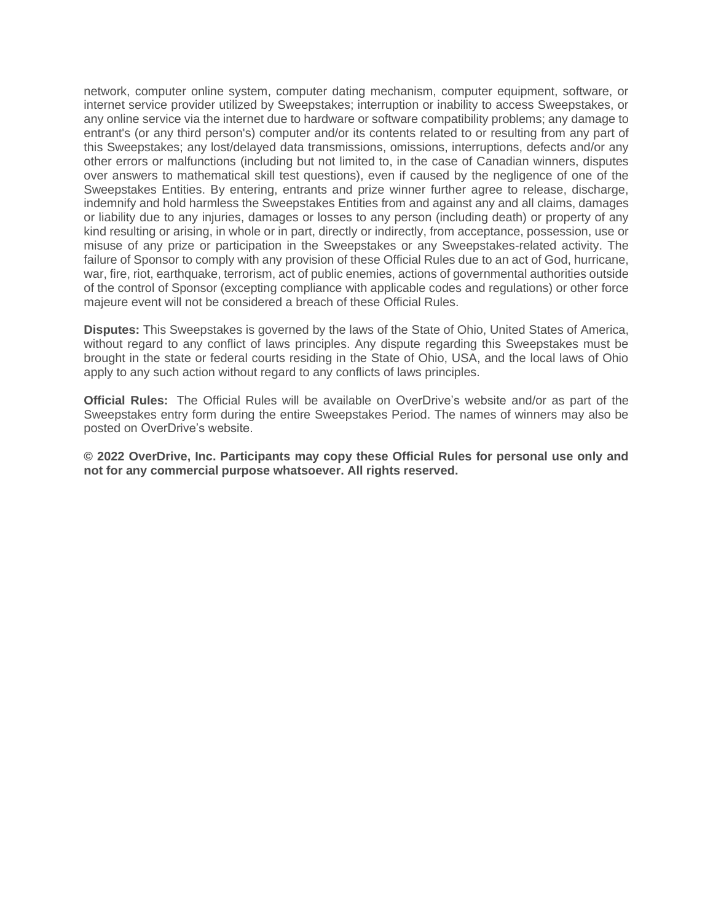network, computer online system, computer dating mechanism, computer equipment, software, or internet service provider utilized by Sweepstakes; interruption or inability to access Sweepstakes, or any online service via the internet due to hardware or software compatibility problems; any damage to entrant's (or any third person's) computer and/or its contents related to or resulting from any part of this Sweepstakes; any lost/delayed data transmissions, omissions, interruptions, defects and/or any other errors or malfunctions (including but not limited to, in the case of Canadian winners, disputes over answers to mathematical skill test questions), even if caused by the negligence of one of the Sweepstakes Entities. By entering, entrants and prize winner further agree to release, discharge, indemnify and hold harmless the Sweepstakes Entities from and against any and all claims, damages or liability due to any injuries, damages or losses to any person (including death) or property of any kind resulting or arising, in whole or in part, directly or indirectly, from acceptance, possession, use or misuse of any prize or participation in the Sweepstakes or any Sweepstakes-related activity. The failure of Sponsor to comply with any provision of these Official Rules due to an act of God, hurricane, war, fire, riot, earthquake, terrorism, act of public enemies, actions of governmental authorities outside of the control of Sponsor (excepting compliance with applicable codes and regulations) or other force majeure event will not be considered a breach of these Official Rules.

**Disputes:** This Sweepstakes is governed by the laws of the State of Ohio, United States of America, without regard to any conflict of laws principles. Any dispute regarding this Sweepstakes must be brought in the state or federal courts residing in the State of Ohio, USA, and the local laws of Ohio apply to any such action without regard to any conflicts of laws principles.

**Official Rules:** The Official Rules will be available on OverDrive's website and/or as part of the Sweepstakes entry form during the entire Sweepstakes Period. The names of winners may also be posted on OverDrive's website.

**© 2022 OverDrive, Inc. Participants may copy these Official Rules for personal use only and not for any commercial purpose whatsoever. All rights reserved.**